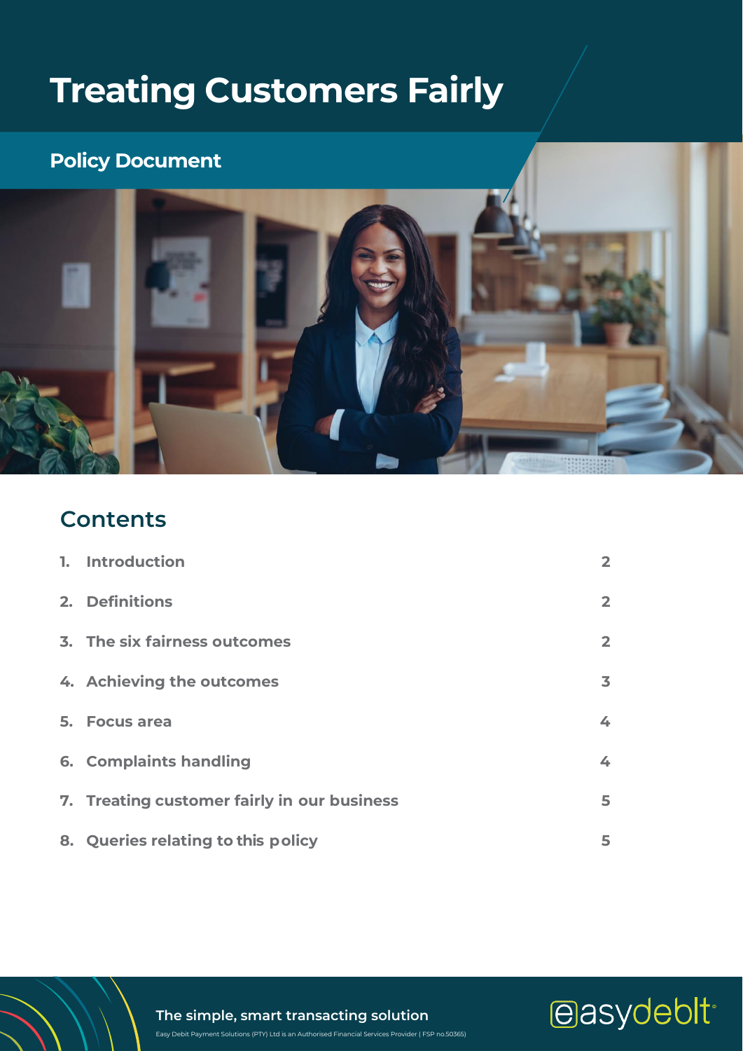# Treating Customers Fairly

## Policy Document

## Contents

| | | |
|---|---|---|
| 1. | Introduction | 2 |
| 2. | Definitions | 2 |
| 3. | The six fairness outcomes | 2 |
| 4. | Achieving the outcomes | 3 |
| 5. | Focus area | 4 |
| 6. | Complaints handling | 4 |
| 7. | Treating customer fairly in our business | 5 |
| 8. | Queries relating to this policy | 5 |

The simple, smart transacting solution

Easy Debit Payment Solutions (PTY) Ltd is an Authorised Financial Services Provider ( FSP no.50365)

easydebit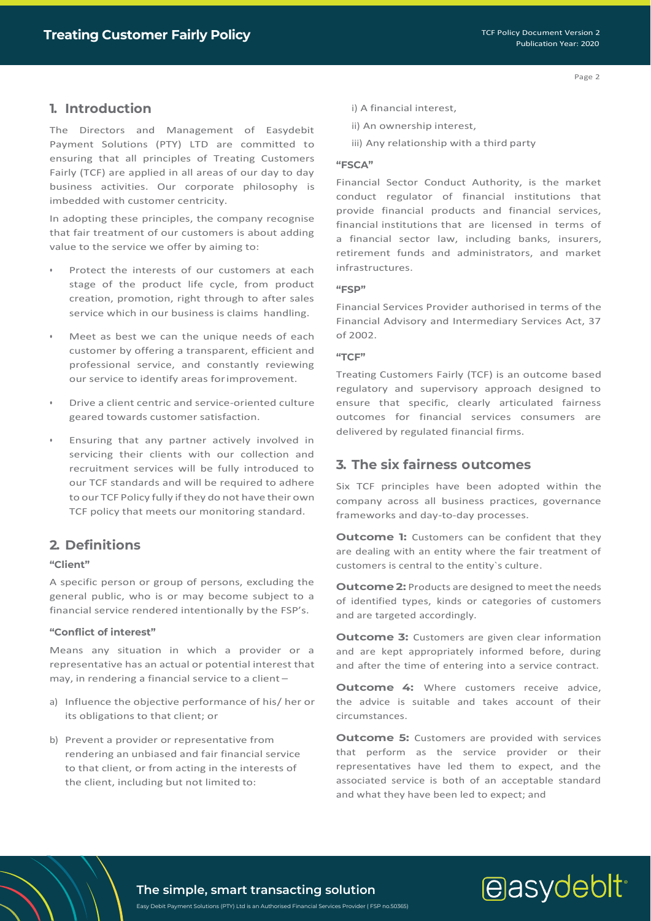## 1. Introduction

The Directors and Management of Easydebit Payment Solutions (PTY) LTD are committed to ensuring that all principles of Treating Customers Fairly (TCF) are applied in all areas of our day to day business activities. Our corporate philosophy is imbedded with customer centricity.

In adopting these principles, the company recognise that fair treatment of our customers is about adding value to the service we offer by aiming to:

- Protect the interests of our customers at each stage of the product life cycle, from product creation, promotion, right through to after sales service which in our business is claims handling.
- Meet as best we can the unique needs of each customer by offering a transparent, efficient and professional service, and constantly reviewing our service to identify areas for improvement.
- Drive a client centric and service-oriented culture geared towards customer satisfaction.
- Ensuring that any partner actively involved in servicing their clients with our collection and recruitment services will be fully introduced to our TCF standards and will be required to adhere to our TCF Policy fully if they do not have their own TCF policy that meets our monitoring standard.

## 2. Definitions

**"Client"**

A specific person or group of persons, excluding the general public, who is or may become subject to a financial service rendered intentionally by the FSP's.

**"Conflict of interest"**

Means any situation in which a provider or a representative has an actual or potential interest that may, in rendering a financial service to a client –

a) Influence the objective performance of his/ her or its obligations to that client; or

b) Prevent a provider or representative from rendering an unbiased and fair financial service to that client, or from acting in the interests of the client, including but not limited to:

i) A financial interest,

ii) An ownership interest,

iii) Any relationship with a third party

**"FSCA"**

Financial Sector Conduct Authority, is the market conduct regulator of financial institutions that provide financial products and financial services, financial institutions that are licensed in terms of a financial sector law, including banks, insurers, retirement funds and administrators, and market infrastructures.

**"FSP"**

Financial Services Provider authorised in terms of the Financial Advisory and Intermediary Services Act, 37 of 2002.

**"TCF"**

Treating Customers Fairly (TCF) is an outcome based regulatory and supervisory approach designed to ensure that specific, clearly articulated fairness outcomes for financial services consumers are delivered by regulated financial firms.

## 3. The six fairness outcomes

Six TCF principles have been adopted within the company across all business practices, governance frameworks and day-to-day processes.

**Outcome 1:** Customers can be confident that they are dealing with an entity where the fair treatment of customers is central to the entity`s culture.

**Outcome 2:** Products are designed to meet the needs of identified types, kinds or categories of customers and are targeted accordingly.

**Outcome 3:** Customers are given clear information and are kept appropriately informed before, during and after the time of entering into a service contract.

**Outcome 4:** Where customers receive advice, the advice is suitable and takes account of their circumstances.

**Outcome 5:** Customers are provided with services that perform as the service provider or their representatives have led them to expect, and the associated service is both of an acceptable standard and what they have been led to expect; and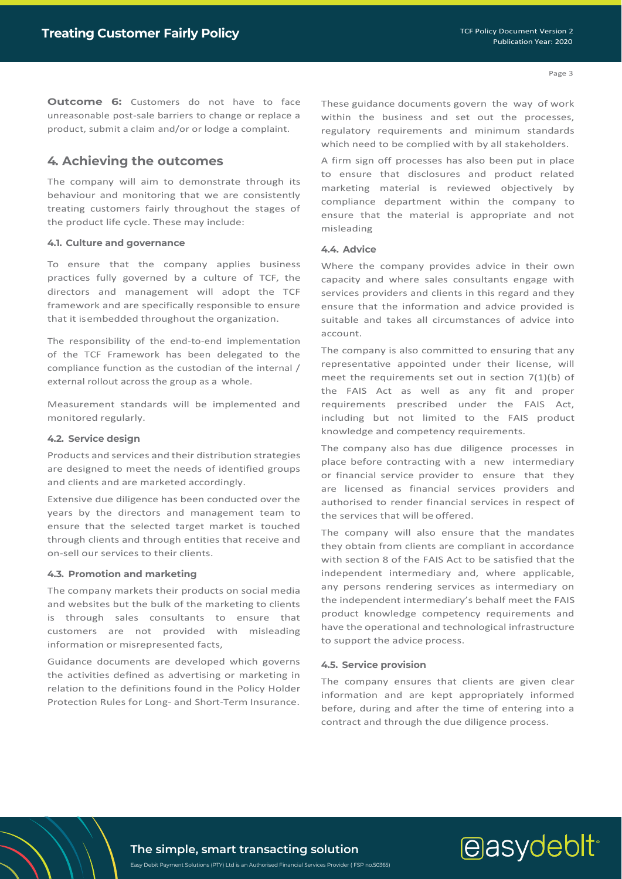**Outcome 6:** Customers do not have to face unreasonable post-sale barriers to change or replace a product, submit a claim and/or or lodge a complaint.

## 4. Achieving the outcomes

The company will aim to demonstrate through its behaviour and monitoring that we are consistently treating customers fairly throughout the stages of the product life cycle. These may include:

### 4.1. Culture and governance

To ensure that the company applies business practices fully governed by a culture of TCF, the directors and management will adopt the TCF framework and are specifically responsible to ensure that it isembedded throughout the organization.

The responsibility of the end-to-end implementation of the TCF Framework has been delegated to the compliance function as the custodian of the internal / external rollout across the group as a whole.

Measurement standards will be implemented and monitored regularly.

### 4.2. Service design

Products and services and their distribution strategies are designed to meet the needs of identified groups and clients and are marketed accordingly.

Extensive due diligence has been conducted over the years by the directors and management team to ensure that the selected target market is touched through clients and through entities that receive and on-sell our services to their clients.

### 4.3. Promotion and marketing

The company markets their products on social media and websites but the bulk of the marketing to clients is through sales consultants to ensure that customers are not provided with misleading information or misrepresented facts,

Guidance documents are developed which governs the activities defined as advertising or marketing in relation to the definitions found in the Policy Holder Protection Rules for Long- and Short-Term Insurance.

These guidance documents govern the way of work within the business and set out the processes, regulatory requirements and minimum standards which need to be complied with by all stakeholders.

A firm sign off processes has also been put in place to ensure that disclosures and product related marketing material is reviewed objectively by compliance department within the company to ensure that the material is appropriate and not misleading

### 4.4. Advice

Where the company provides advice in their own capacity and where sales consultants engage with services providers and clients in this regard and they ensure that the information and advice provided is suitable and takes all circumstances of advice into account.

The company is also committed to ensuring that any representative appointed under their license, will meet the requirements set out in section 7(1)(b) of the FAIS Act as well as any fit and proper requirements prescribed under the FAIS Act, including but not limited to the FAIS product knowledge and competency requirements.

The company also has due diligence processes in place before contracting with a new intermediary or financial service provider to ensure that they are licensed as financial services providers and authorised to render financial services in respect of the services that will be offered.

The company will also ensure that the mandates they obtain from clients are compliant in accordance with section 8 of the FAIS Act to be satisfied that the independent intermediary and, where applicable, any persons rendering services as intermediary on the independent intermediary's behalf meet the FAIS product knowledge competency requirements and have the operational and technological infrastructure to support the advice process.

### 4.5. Service provision

The company ensures that clients are given clear information and are kept appropriately informed before, during and after the time of entering into a contract and through the due diligence process.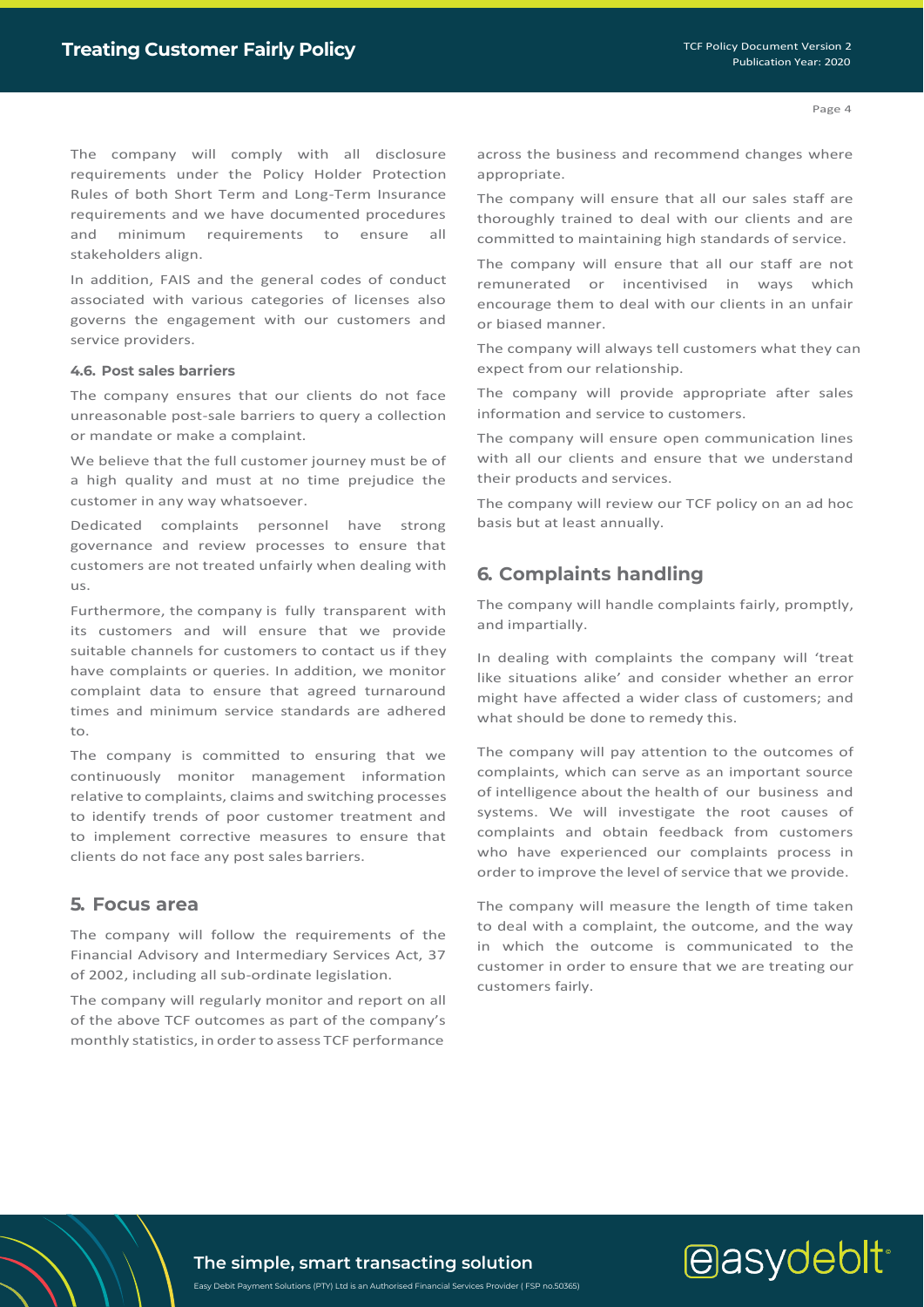The company will comply with all disclosure requirements under the Policy Holder Protection Rules of both Short Term and Long-Term Insurance requirements and we have documented procedures and minimum requirements to ensure all stakeholders align.

In addition, FAIS and the general codes of conduct associated with various categories of licenses also governs the engagement with our customers and service providers.

#### 4.6. Post sales barriers

The company ensures that our clients do not face unreasonable post-sale barriers to query a collection or mandate or make a complaint.

We believe that the full customer journey must be of a high quality and must at no time prejudice the customer in any way whatsoever.

Dedicated complaints personnel have strong governance and review processes to ensure that customers are not treated unfairly when dealing with us.

Furthermore, the company is fully transparent with its customers and will ensure that we provide suitable channels for customers to contact us if they have complaints or queries. In addition, we monitor complaint data to ensure that agreed turnaround times and minimum service standards are adhered to.

The company is committed to ensuring that we continuously monitor management information relative to complaints, claims and switching processes to identify trends of poor customer treatment and to implement corrective measures to ensure that clients do not face any post sales barriers.

## 5. Focus area

The company will follow the requirements of the Financial Advisory and Intermediary Services Act, 37 of 2002, including all sub-ordinate legislation.

The company will regularly monitor and report on all of the above TCF outcomes as part of the company's monthly statistics, in order to assess TCF performance across the business and recommend changes where appropriate.

The company will ensure that all our sales staff are thoroughly trained to deal with our clients and are committed to maintaining high standards of service.

The company will ensure that all our staff are not remunerated or incentivised in ways which encourage them to deal with our clients in an unfair or biased manner.

The company will always tell customers what they can expect from our relationship.

The company will provide appropriate after sales information and service to customers.

The company will ensure open communication lines with all our clients and ensure that we understand their products and services.

The company will review our TCF policy on an ad hoc basis but at least annually.

## 6. Complaints handling

The company will handle complaints fairly, promptly, and impartially.

In dealing with complaints the company will 'treat like situations alike' and consider whether an error might have affected a wider class of customers; and what should be done to remedy this.

The company will pay attention to the outcomes of complaints, which can serve as an important source of intelligence about the health of our business and systems. We will investigate the root causes of complaints and obtain feedback from customers who have experienced our complaints process in order to improve the level of service that we provide.

The company will measure the length of time taken to deal with a complaint, the outcome, and the way in which the outcome is communicated to the customer in order to ensure that we are treating our customers fairly.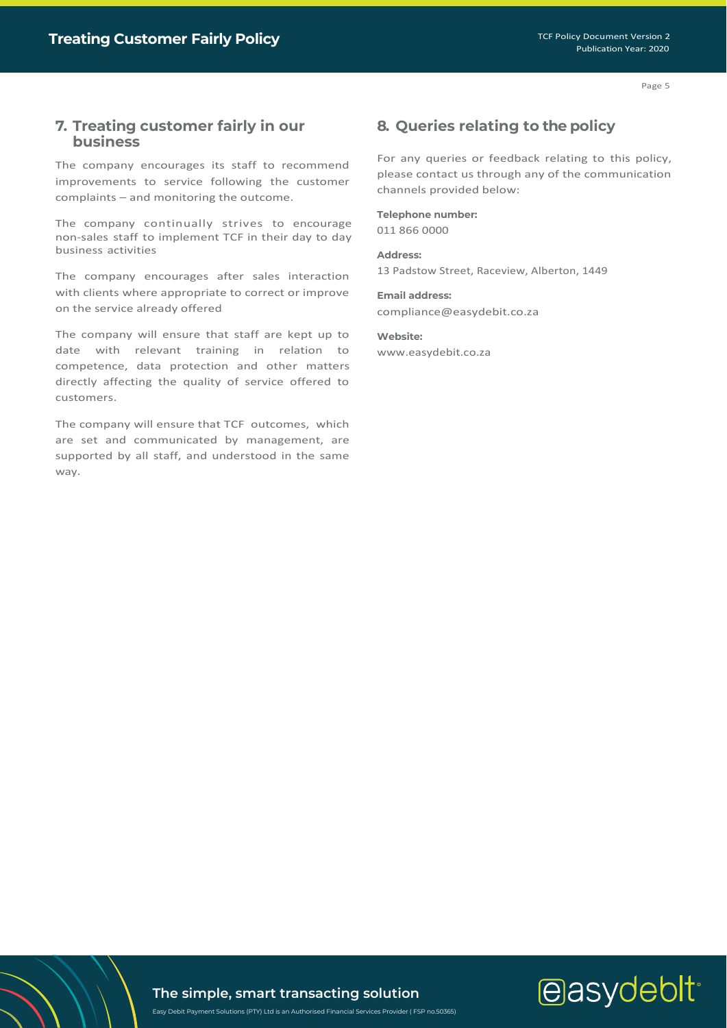## 7. Treating customer fairly in our business

The company encourages its staff to recommend improvements to service following the customer complaints – and monitoring the outcome.

The company continually strives to encourage non-sales staff to implement TCF in their day to day business activities

The company encourages after sales interaction with clients where appropriate to correct or improve on the service already offered

The company will ensure that staff are kept up to date with relevant training in relation to competence, data protection and other matters directly affecting the quality of service offered to customers.

The company will ensure that TCF outcomes, which are set and communicated by management, are supported by all staff, and understood in the same way.

## 8. Queries relating to the policy

For any queries or feedback relating to this policy, please contact us through any of the communication channels provided below:

**Telephone number:**
011 866 0000

**Address:**
13 Padstow Street, Raceview, Alberton, 1449

**Email address:**
compliance@easydebit.co.za

**Website:**
www.easydebit.co.za